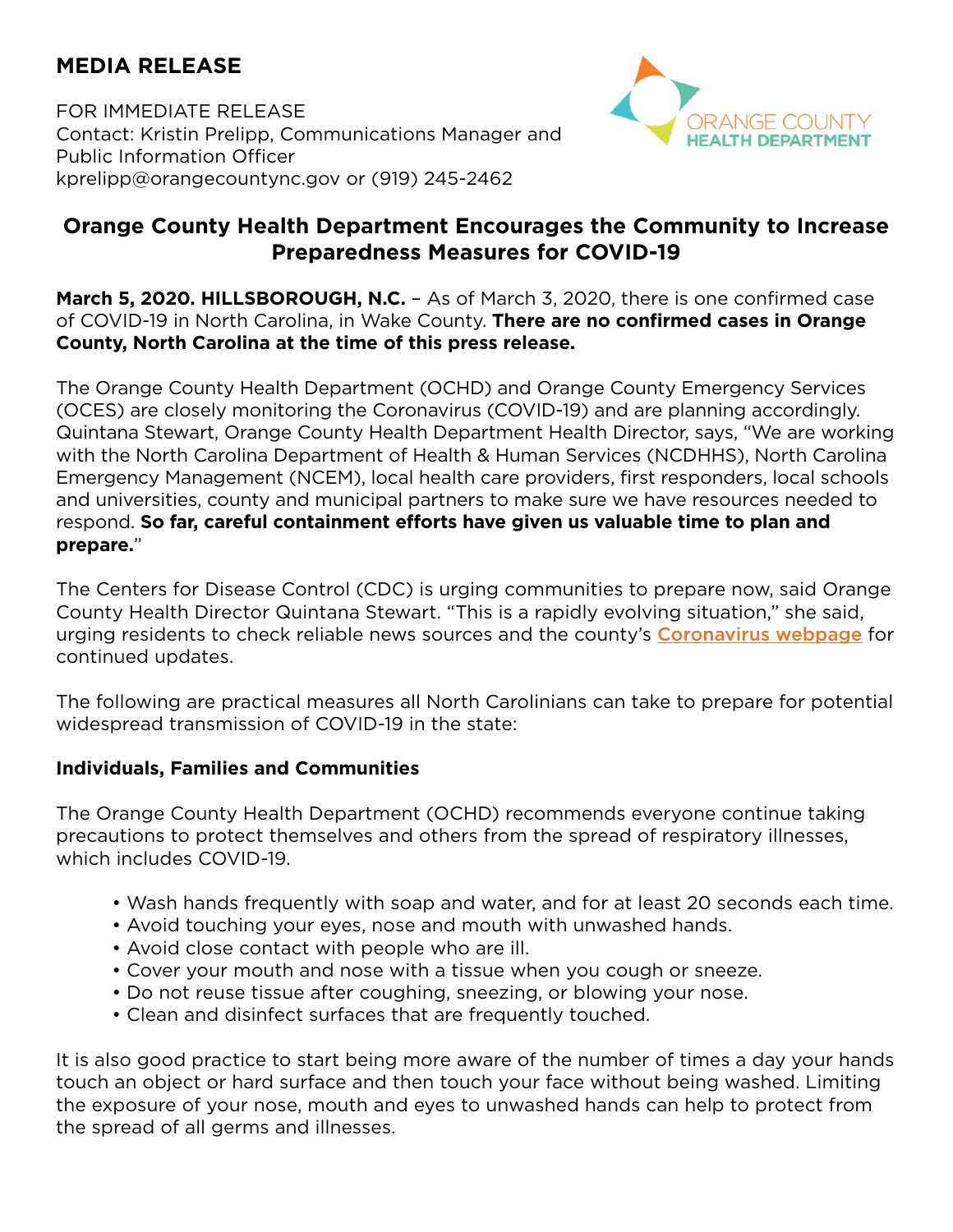## MEDIA RELEASE

FOR IMMEDIATE RELEASE
Contact: Kristin Prelipp, Communications Manager and Public Information Officer
kprelipp@orangecountync.gov or (919) 245-2462

ORANGE COUNTY HEALTH DEPARTMENT

# Orange County Health Department Encourages the Community to Increase Preparedness Measures for COVID-19

**March 5, 2020. HILLSBOROUGH, N.C.** – As of March 3, 2020, there is one confirmed case of COVID-19 in North Carolina, in Wake County. **There are no confirmed cases in Orange County, North Carolina at the time of this press release.**

The Orange County Health Department (OCHD) and Orange County Emergency Services (OCES) are closely monitoring the Coronavirus (COVID-19) and are planning accordingly. Quintana Stewart, Orange County Health Department Health Director, says, "We are working with the North Carolina Department of Health & Human Services (NCDHHS), North Carolina Emergency Management (NCEM), local health care providers, first responders, local schools and universities, county and municipal partners to make sure we have resources needed to respond. **So far, careful containment efforts have given us valuable time to plan and prepare.**"

The Centers for Disease Control (CDC) is urging communities to prepare now, said Orange County Health Director Quintana Stewart. "This is a rapidly evolving situation," she said, urging residents to check reliable news sources and the county's Coronavirus webpage for continued updates.

The following are practical measures all North Carolinians can take to prepare for potential widespread transmission of COVID-19 in the state:

### Individuals, Families and Communities

The Orange County Health Department (OCHD) recommends everyone continue taking precautions to protect themselves and others from the spread of respiratory illnesses, which includes COVID-19.

- Wash hands frequently with soap and water, and for at least 20 seconds each time.
- Avoid touching your eyes, nose and mouth with unwashed hands.
- Avoid close contact with people who are ill.
- Cover your mouth and nose with a tissue when you cough or sneeze.
- Do not reuse tissue after coughing, sneezing, or blowing your nose.
- Clean and disinfect surfaces that are frequently touched.

It is also good practice to start being more aware of the number of times a day your hands touch an object or hard surface and then touch your face without being washed. Limiting the exposure of your nose, mouth and eyes to unwashed hands can help to protect from the spread of all germs and illnesses.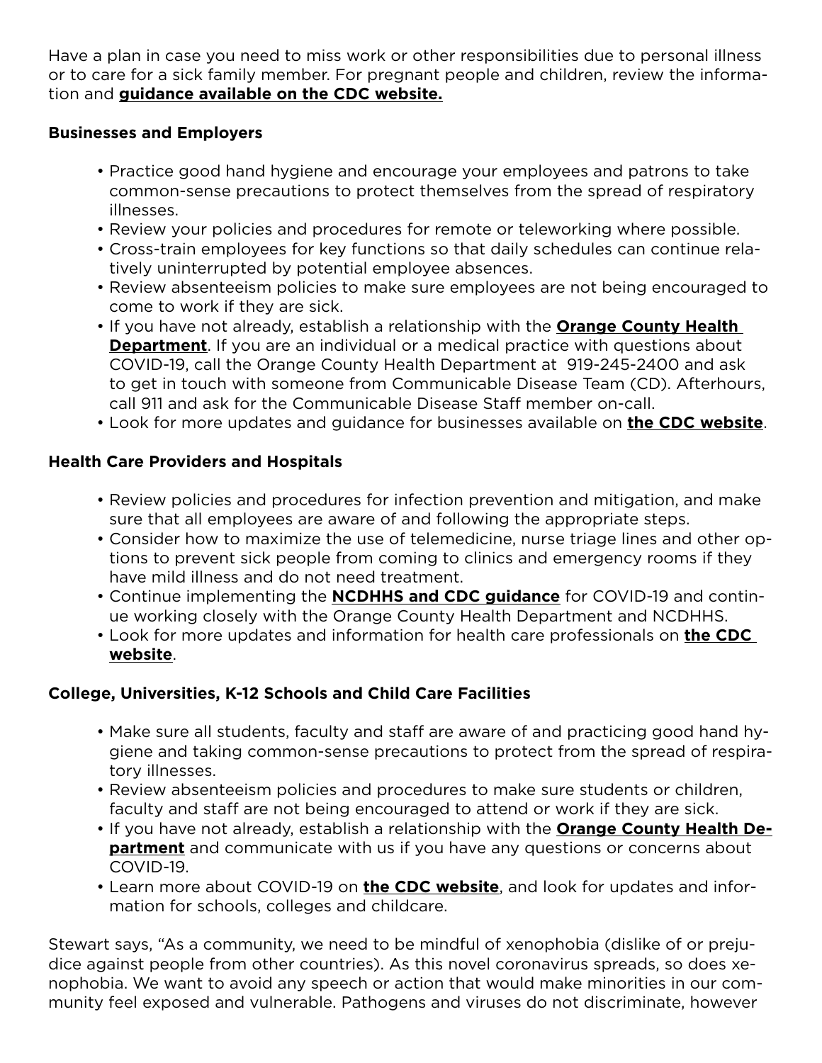Have a plan in case you need to miss work or other responsibilities due to personal illness or to care for a sick family member. For pregnant people and children, review the information and **guidance available on the CDC website.**

**Businesses and Employers**

- Practice good hand hygiene and encourage your employees and patrons to take common-sense precautions to protect themselves from the spread of respiratory illnesses.
- Review your policies and procedures for remote or teleworking where possible.
- Cross-train employees for key functions so that daily schedules can continue relatively uninterrupted by potential employee absences.
- Review absenteeism policies to make sure employees are not being encouraged to come to work if they are sick.
- If you have not already, establish a relationship with the **Orange County Health Department**. If you are an individual or a medical practice with questions about COVID-19, call the Orange County Health Department at 919-245-2400 and ask to get in touch with someone from Communicable Disease Team (CD). Afterhours, call 911 and ask for the Communicable Disease Staff member on-call.
- Look for more updates and guidance for businesses available on **the CDC website**.

**Health Care Providers and Hospitals**

- Review policies and procedures for infection prevention and mitigation, and make sure that all employees are aware of and following the appropriate steps.
- Consider how to maximize the use of telemedicine, nurse triage lines and other options to prevent sick people from coming to clinics and emergency rooms if they have mild illness and do not need treatment.
- Continue implementing the **NCDHHS and CDC guidance** for COVID-19 and continue working closely with the Orange County Health Department and NCDHHS.
- Look for more updates and information for health care professionals on **the CDC website**.

**College, Universities, K-12 Schools and Child Care Facilities**

- Make sure all students, faculty and staff are aware of and practicing good hand hygiene and taking common-sense precautions to protect from the spread of respiratory illnesses.
- Review absenteeism policies and procedures to make sure students or children, faculty and staff are not being encouraged to attend or work if they are sick.
- If you have not already, establish a relationship with the **Orange County Health Department** and communicate with us if you have any questions or concerns about COVID-19.
- Learn more about COVID-19 on **the CDC website**, and look for updates and information for schools, colleges and childcare.

Stewart says, "As a community, we need to be mindful of xenophobia (dislike of or prejudice against people from other countries). As this novel coronavirus spreads, so does xenophobia. We want to avoid any speech or action that would make minorities in our community feel exposed and vulnerable. Pathogens and viruses do not discriminate, however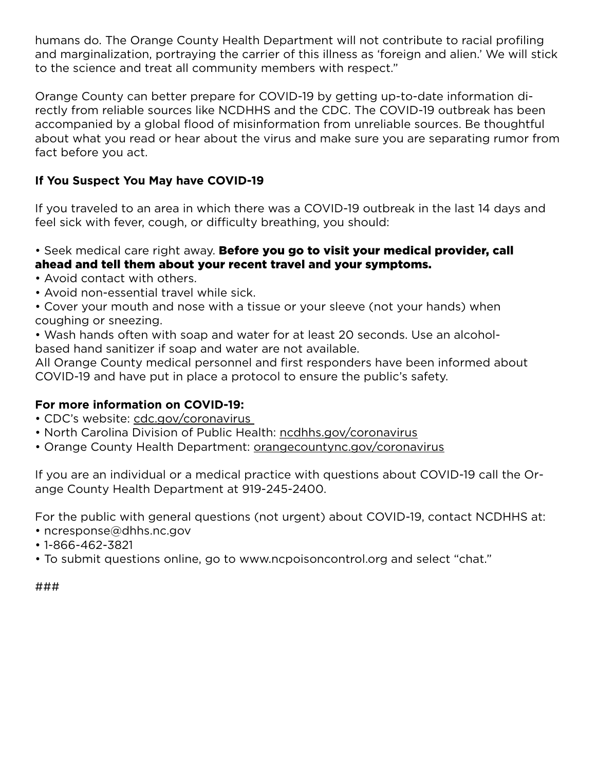humans do. The Orange County Health Department will not contribute to racial profiling and marginalization, portraying the carrier of this illness as 'foreign and alien.' We will stick to the science and treat all community members with respect."

Orange County can better prepare for COVID-19 by getting up-to-date information directly from reliable sources like NCDHHS and the CDC. The COVID-19 outbreak has been accompanied by a global flood of misinformation from unreliable sources. Be thoughtful about what you read or hear about the virus and make sure you are separating rumor from fact before you act.

**If You Suspect You May have COVID-19**

If you traveled to an area in which there was a COVID-19 outbreak in the last 14 days and feel sick with fever, cough, or difficulty breathing, you should:

- Seek medical care right away. **Before you go to visit your medical provider, call ahead and tell them about your recent travel and your symptoms.**
- Avoid contact with others.
- Avoid non-essential travel while sick.
- Cover your mouth and nose with a tissue or your sleeve (not your hands) when coughing or sneezing.
- Wash hands often with soap and water for at least 20 seconds. Use an alcohol-based hand sanitizer if soap and water are not available.

All Orange County medical personnel and first responders have been informed about COVID-19 and have put in place a protocol to ensure the public's safety.

**For more information on COVID-19:**

- CDC's website: cdc.gov/coronavirus
- North Carolina Division of Public Health: ncdhhs.gov/coronavirus
- Orange County Health Department: orangecountync.gov/coronavirus

If you are an individual or a medical practice with questions about COVID-19 call the Orange County Health Department at 919-245-2400.

For the public with general questions (not urgent) about COVID-19, contact NCDHHS at:

- ncresponse@dhhs.nc.gov
- 1-866-462-3821
- To submit questions online, go to www.ncpoisoncontrol.org and select "chat."

###